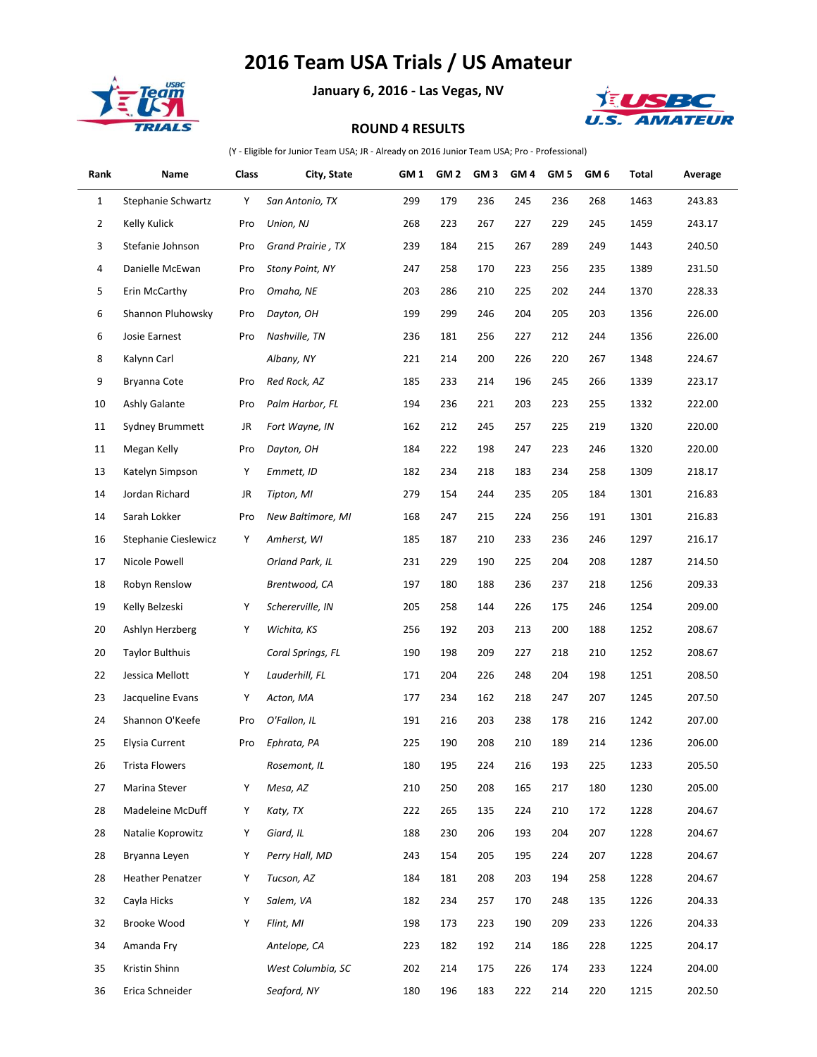# 2016 Team USA Trials / US Amateur

**January 6, 2016 - Las Vegas, NV**

### ROUND 4 RESULTS

(Y - Eligible for Junior Team USA; JR - Already on 2016 Junior Team USA; Pro - Professional)

| Rank | Name | Class | City, State | GM 1 | GM 2 | GM 3 | GM 4 | GM 5 | GM 6 | Total | Average |
|---|---|---|---|---|---|---|---|---|---|---|---|
| 1 | Stephanie Schwartz | Y | *San Antonio, TX* | 299 | 179 | 236 | 245 | 236 | 268 | 1463 | 243.83 |
| 2 | Kelly Kulick | Pro | *Union, NJ* | 268 | 223 | 267 | 227 | 229 | 245 | 1459 | 243.17 |
| 3 | Stefanie Johnson | Pro | *Grand Prairie , TX* | 239 | 184 | 215 | 267 | 289 | 249 | 1443 | 240.50 |
| 4 | Danielle McEwan | Pro | *Stony Point, NY* | 247 | 258 | 170 | 223 | 256 | 235 | 1389 | 231.50 |
| 5 | Erin McCarthy | Pro | *Omaha, NE* | 203 | 286 | 210 | 225 | 202 | 244 | 1370 | 228.33 |
| 6 | Shannon Pluhowsky | Pro | *Dayton, OH* | 199 | 299 | 246 | 204 | 205 | 203 | 1356 | 226.00 |
| 6 | Josie Earnest | Pro | *Nashville, TN* | 236 | 181 | 256 | 227 | 212 | 244 | 1356 | 226.00 |
| 8 | Kalynn Carl | | *Albany, NY* | 221 | 214 | 200 | 226 | 220 | 267 | 1348 | 224.67 |
| 9 | Bryanna Cote | Pro | *Red Rock, AZ* | 185 | 233 | 214 | 196 | 245 | 266 | 1339 | 223.17 |
| 10 | Ashly Galante | Pro | *Palm Harbor, FL* | 194 | 236 | 221 | 203 | 223 | 255 | 1332 | 222.00 |
| 11 | Sydney Brummett | JR | *Fort Wayne, IN* | 162 | 212 | 245 | 257 | 225 | 219 | 1320 | 220.00 |
| 11 | Megan Kelly | Pro | *Dayton, OH* | 184 | 222 | 198 | 247 | 223 | 246 | 1320 | 220.00 |
| 13 | Katelyn Simpson | Y | *Emmett, ID* | 182 | 234 | 218 | 183 | 234 | 258 | 1309 | 218.17 |
| 14 | Jordan Richard | JR | *Tipton, MI* | 279 | 154 | 244 | 235 | 205 | 184 | 1301 | 216.83 |
| 14 | Sarah Lokker | Pro | *New Baltimore, MI* | 168 | 247 | 215 | 224 | 256 | 191 | 1301 | 216.83 |
| 16 | Stephanie Cieslewicz | Y | *Amherst, WI* | 185 | 187 | 210 | 233 | 236 | 246 | 1297 | 216.17 |
| 17 | Nicole Powell | | *Orland Park, IL* | 231 | 229 | 190 | 225 | 204 | 208 | 1287 | 214.50 |
| 18 | Robyn Renslow | | *Brentwood, CA* | 197 | 180 | 188 | 236 | 237 | 218 | 1256 | 209.33 |
| 19 | Kelly Belzeski | Y | *Schererville, IN* | 205 | 258 | 144 | 226 | 175 | 246 | 1254 | 209.00 |
| 20 | Ashlyn Herzberg | Y | *Wichita, KS* | 256 | 192 | 203 | 213 | 200 | 188 | 1252 | 208.67 |
| 20 | Taylor Bulthuis | | *Coral Springs, FL* | 190 | 198 | 209 | 227 | 218 | 210 | 1252 | 208.67 |
| 22 | Jessica Mellott | Y | *Lauderhill, FL* | 171 | 204 | 226 | 248 | 204 | 198 | 1251 | 208.50 |
| 23 | Jacqueline Evans | Y | *Acton, MA* | 177 | 234 | 162 | 218 | 247 | 207 | 1245 | 207.50 |
| 24 | Shannon O'Keefe | Pro | *O'Fallon, IL* | 191 | 216 | 203 | 238 | 178 | 216 | 1242 | 207.00 |
| 25 | Elysia Current | Pro | *Ephrata, PA* | 225 | 190 | 208 | 210 | 189 | 214 | 1236 | 206.00 |
| 26 | Trista Flowers | | *Rosemont, IL* | 180 | 195 | 224 | 216 | 193 | 225 | 1233 | 205.50 |
| 27 | Marina Stever | Y | *Mesa, AZ* | 210 | 250 | 208 | 165 | 217 | 180 | 1230 | 205.00 |
| 28 | Madeleine McDuff | Y | *Katy, TX* | 222 | 265 | 135 | 224 | 210 | 172 | 1228 | 204.67 |
| 28 | Natalie Koprowitz | Y | *Giard, IL* | 188 | 230 | 206 | 193 | 204 | 207 | 1228 | 204.67 |
| 28 | Bryanna Leyen | Y | *Perry Hall, MD* | 243 | 154 | 205 | 195 | 224 | 207 | 1228 | 204.67 |
| 28 | Heather Penatzer | Y | *Tucson, AZ* | 184 | 181 | 208 | 203 | 194 | 258 | 1228 | 204.67 |
| 32 | Cayla Hicks | Y | *Salem, VA* | 182 | 234 | 257 | 170 | 248 | 135 | 1226 | 204.33 |
| 32 | Brooke Wood | Y | *Flint, MI* | 198 | 173 | 223 | 190 | 209 | 233 | 1226 | 204.33 |
| 34 | Amanda Fry | | *Antelope, CA* | 223 | 182 | 192 | 214 | 186 | 228 | 1225 | 204.17 |
| 35 | Kristin Shinn | | *West Columbia, SC* | 202 | 214 | 175 | 226 | 174 | 233 | 1224 | 204.00 |
| 36 | Erica Schneider | | *Seaford, NY* | 180 | 196 | 183 | 222 | 214 | 220 | 1215 | 202.50 |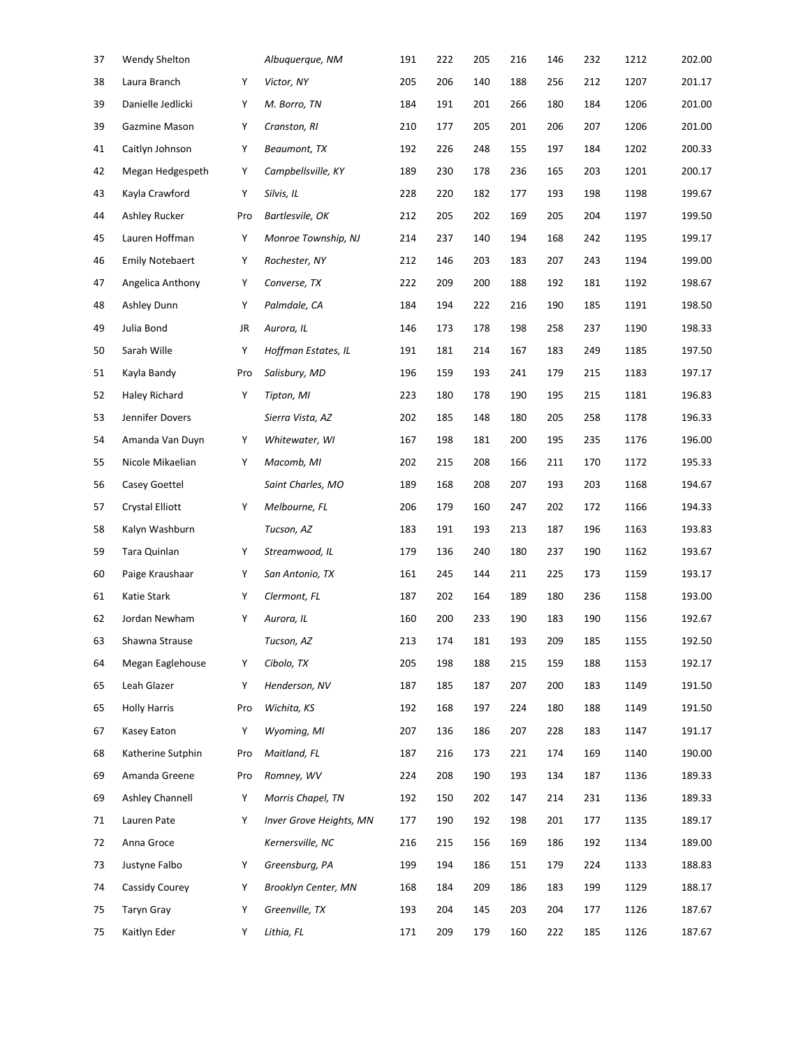| | | | | | | | | | | | |
|---|---|---|---|---|---|---|---|---|---|---|---|
| 37 | Wendy Shelton | | *Albuquerque, NM* | 191 | 222 | 205 | 216 | 146 | 232 | 1212 | 202.00 |
| 38 | Laura Branch | Y | *Victor, NY* | 205 | 206 | 140 | 188 | 256 | 212 | 1207 | 201.17 |
| 39 | Danielle Jedlicki | Y | *M. Borro, TN* | 184 | 191 | 201 | 266 | 180 | 184 | 1206 | 201.00 |
| 39 | Gazmine Mason | Y | *Cranston, RI* | 210 | 177 | 205 | 201 | 206 | 207 | 1206 | 201.00 |
| 41 | Caitlyn Johnson | Y | *Beaumont, TX* | 192 | 226 | 248 | 155 | 197 | 184 | 1202 | 200.33 |
| 42 | Megan Hedgespeth | Y | *Campbellsville, KY* | 189 | 230 | 178 | 236 | 165 | 203 | 1201 | 200.17 |
| 43 | Kayla Crawford | Y | *Silvis, IL* | 228 | 220 | 182 | 177 | 193 | 198 | 1198 | 199.67 |
| 44 | Ashley Rucker | Pro | *Bartlesvile, OK* | 212 | 205 | 202 | 169 | 205 | 204 | 1197 | 199.50 |
| 45 | Lauren Hoffman | Y | *Monroe Township, NJ* | 214 | 237 | 140 | 194 | 168 | 242 | 1195 | 199.17 |
| 46 | Emily Notebaert | Y | *Rochester, NY* | 212 | 146 | 203 | 183 | 207 | 243 | 1194 | 199.00 |
| 47 | Angelica Anthony | Y | *Converse, TX* | 222 | 209 | 200 | 188 | 192 | 181 | 1192 | 198.67 |
| 48 | Ashley Dunn | Y | *Palmdale, CA* | 184 | 194 | 222 | 216 | 190 | 185 | 1191 | 198.50 |
| 49 | Julia Bond | JR | *Aurora, IL* | 146 | 173 | 178 | 198 | 258 | 237 | 1190 | 198.33 |
| 50 | Sarah Wille | Y | *Hoffman Estates, IL* | 191 | 181 | 214 | 167 | 183 | 249 | 1185 | 197.50 |
| 51 | Kayla Bandy | Pro | *Salisbury, MD* | 196 | 159 | 193 | 241 | 179 | 215 | 1183 | 197.17 |
| 52 | Haley Richard | Y | *Tipton, MI* | 223 | 180 | 178 | 190 | 195 | 215 | 1181 | 196.83 |
| 53 | Jennifer Dovers | | *Sierra Vista, AZ* | 202 | 185 | 148 | 180 | 205 | 258 | 1178 | 196.33 |
| 54 | Amanda Van Duyn | Y | *Whitewater, WI* | 167 | 198 | 181 | 200 | 195 | 235 | 1176 | 196.00 |
| 55 | Nicole Mikaelian | Y | *Macomb, MI* | 202 | 215 | 208 | 166 | 211 | 170 | 1172 | 195.33 |
| 56 | Casey Goettel | | *Saint Charles, MO* | 189 | 168 | 208 | 207 | 193 | 203 | 1168 | 194.67 |
| 57 | Crystal Elliott | Y | *Melbourne, FL* | 206 | 179 | 160 | 247 | 202 | 172 | 1166 | 194.33 |
| 58 | Kalyn Washburn | | *Tucson, AZ* | 183 | 191 | 193 | 213 | 187 | 196 | 1163 | 193.83 |
| 59 | Tara Quinlan | Y | *Streamwood, IL* | 179 | 136 | 240 | 180 | 237 | 190 | 1162 | 193.67 |
| 60 | Paige Kraushaar | Y | *San Antonio, TX* | 161 | 245 | 144 | 211 | 225 | 173 | 1159 | 193.17 |
| 61 | Katie Stark | Y | *Clermont, FL* | 187 | 202 | 164 | 189 | 180 | 236 | 1158 | 193.00 |
| 62 | Jordan Newham | Y | *Aurora, IL* | 160 | 200 | 233 | 190 | 183 | 190 | 1156 | 192.67 |
| 63 | Shawna Strause | | *Tucson, AZ* | 213 | 174 | 181 | 193 | 209 | 185 | 1155 | 192.50 |
| 64 | Megan Eaglehouse | Y | *Cibolo, TX* | 205 | 198 | 188 | 215 | 159 | 188 | 1153 | 192.17 |
| 65 | Leah Glazer | Y | *Henderson, NV* | 187 | 185 | 187 | 207 | 200 | 183 | 1149 | 191.50 |
| 65 | Holly Harris | Pro | *Wichita, KS* | 192 | 168 | 197 | 224 | 180 | 188 | 1149 | 191.50 |
| 67 | Kasey Eaton | Y | *Wyoming, MI* | 207 | 136 | 186 | 207 | 228 | 183 | 1147 | 191.17 |
| 68 | Katherine Sutphin | Pro | *Maitland, FL* | 187 | 216 | 173 | 221 | 174 | 169 | 1140 | 190.00 |
| 69 | Amanda Greene | Pro | *Romney, WV* | 224 | 208 | 190 | 193 | 134 | 187 | 1136 | 189.33 |
| 69 | Ashley Channell | Y | *Morris Chapel, TN* | 192 | 150 | 202 | 147 | 214 | 231 | 1136 | 189.33 |
| 71 | Lauren Pate | Y | *Inver Grove Heights, MN* | 177 | 190 | 192 | 198 | 201 | 177 | 1135 | 189.17 |
| 72 | Anna Groce | | *Kernersville, NC* | 216 | 215 | 156 | 169 | 186 | 192 | 1134 | 189.00 |
| 73 | Justyne Falbo | Y | *Greensburg, PA* | 199 | 194 | 186 | 151 | 179 | 224 | 1133 | 188.83 |
| 74 | Cassidy Courey | Y | *Brooklyn Center, MN* | 168 | 184 | 209 | 186 | 183 | 199 | 1129 | 188.17 |
| 75 | Taryn Gray | Y | *Greenville, TX* | 193 | 204 | 145 | 203 | 204 | 177 | 1126 | 187.67 |
| 75 | Kaitlyn Eder | Y | *Lithia, FL* | 171 | 209 | 179 | 160 | 222 | 185 | 1126 | 187.67 |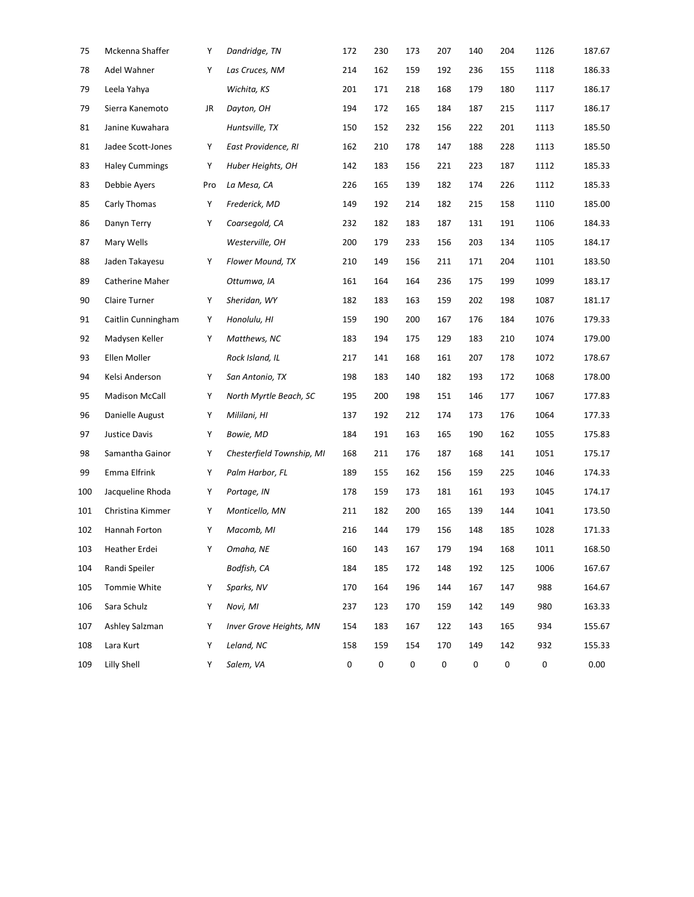| | | | | | | | | | | | |
|---|---|---|---|---|---|---|---|---|---|---|---|
| 75 | Mckenna Shaffer | Y | *Dandridge, TN* | 172 | 230 | 173 | 207 | 140 | 204 | 1126 | 187.67 |
| 78 | Adel Wahner | Y | *Las Cruces, NM* | 214 | 162 | 159 | 192 | 236 | 155 | 1118 | 186.33 |
| 79 | Leela Yahya | | *Wichita, KS* | 201 | 171 | 218 | 168 | 179 | 180 | 1117 | 186.17 |
| 79 | Sierra Kanemoto | JR | *Dayton, OH* | 194 | 172 | 165 | 184 | 187 | 215 | 1117 | 186.17 |
| 81 | Janine Kuwahara | | *Huntsville, TX* | 150 | 152 | 232 | 156 | 222 | 201 | 1113 | 185.50 |
| 81 | Jadee Scott-Jones | Y | *East Providence, RI* | 162 | 210 | 178 | 147 | 188 | 228 | 1113 | 185.50 |
| 83 | Haley Cummings | Y | *Huber Heights, OH* | 142 | 183 | 156 | 221 | 223 | 187 | 1112 | 185.33 |
| 83 | Debbie Ayers | Pro | *La Mesa, CA* | 226 | 165 | 139 | 182 | 174 | 226 | 1112 | 185.33 |
| 85 | Carly Thomas | Y | *Frederick, MD* | 149 | 192 | 214 | 182 | 215 | 158 | 1110 | 185.00 |
| 86 | Danyn Terry | Y | *Coarsegold, CA* | 232 | 182 | 183 | 187 | 131 | 191 | 1106 | 184.33 |
| 87 | Mary Wells | | *Westerville, OH* | 200 | 179 | 233 | 156 | 203 | 134 | 1105 | 184.17 |
| 88 | Jaden Takayesu | Y | *Flower Mound, TX* | 210 | 149 | 156 | 211 | 171 | 204 | 1101 | 183.50 |
| 89 | Catherine Maher | | *Ottumwa, IA* | 161 | 164 | 164 | 236 | 175 | 199 | 1099 | 183.17 |
| 90 | Claire Turner | Y | *Sheridan, WY* | 182 | 183 | 163 | 159 | 202 | 198 | 1087 | 181.17 |
| 91 | Caitlin Cunningham | Y | *Honolulu, HI* | 159 | 190 | 200 | 167 | 176 | 184 | 1076 | 179.33 |
| 92 | Madysen Keller | Y | *Matthews, NC* | 183 | 194 | 175 | 129 | 183 | 210 | 1074 | 179.00 |
| 93 | Ellen Moller | | *Rock Island, IL* | 217 | 141 | 168 | 161 | 207 | 178 | 1072 | 178.67 |
| 94 | Kelsi Anderson | Y | *San Antonio, TX* | 198 | 183 | 140 | 182 | 193 | 172 | 1068 | 178.00 |
| 95 | Madison McCall | Y | *North Myrtle Beach, SC* | 195 | 200 | 198 | 151 | 146 | 177 | 1067 | 177.83 |
| 96 | Danielle August | Y | *Mililani, HI* | 137 | 192 | 212 | 174 | 173 | 176 | 1064 | 177.33 |
| 97 | Justice Davis | Y | *Bowie, MD* | 184 | 191 | 163 | 165 | 190 | 162 | 1055 | 175.83 |
| 98 | Samantha Gainor | Y | *Chesterfield Township, MI* | 168 | 211 | 176 | 187 | 168 | 141 | 1051 | 175.17 |
| 99 | Emma Elfrink | Y | *Palm Harbor, FL* | 189 | 155 | 162 | 156 | 159 | 225 | 1046 | 174.33 |
| 100 | Jacqueline Rhoda | Y | *Portage, IN* | 178 | 159 | 173 | 181 | 161 | 193 | 1045 | 174.17 |
| 101 | Christina Kimmer | Y | *Monticello, MN* | 211 | 182 | 200 | 165 | 139 | 144 | 1041 | 173.50 |
| 102 | Hannah Forton | Y | *Macomb, MI* | 216 | 144 | 179 | 156 | 148 | 185 | 1028 | 171.33 |
| 103 | Heather Erdei | Y | *Omaha, NE* | 160 | 143 | 167 | 179 | 194 | 168 | 1011 | 168.50 |
| 104 | Randi Speiler | | *Bodfish, CA* | 184 | 185 | 172 | 148 | 192 | 125 | 1006 | 167.67 |
| 105 | Tommie White | Y | *Sparks, NV* | 170 | 164 | 196 | 144 | 167 | 147 | 988 | 164.67 |
| 106 | Sara Schulz | Y | *Novi, MI* | 237 | 123 | 170 | 159 | 142 | 149 | 980 | 163.33 |
| 107 | Ashley Salzman | Y | *Inver Grove Heights, MN* | 154 | 183 | 167 | 122 | 143 | 165 | 934 | 155.67 |
| 108 | Lara Kurt | Y | *Leland, NC* | 158 | 159 | 154 | 170 | 149 | 142 | 932 | 155.33 |
| 109 | Lilly Shell | Y | *Salem, VA* | 0 | 0 | 0 | 0 | 0 | 0 | 0 | 0.00 |